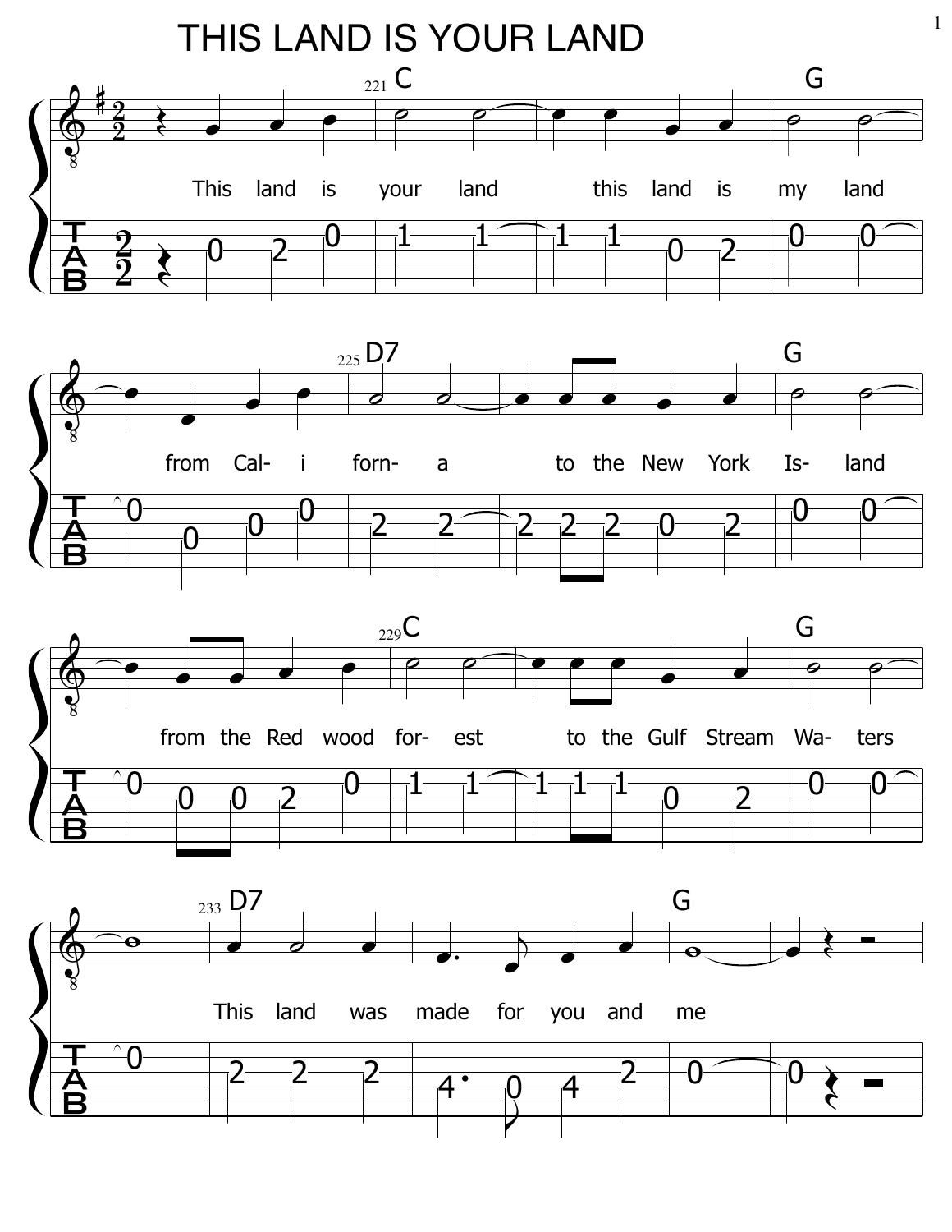# THIS LAND IS YOUR LAND

C G
This land is your land this land is my land

D7 G
from Cal- i forn- a to the New York Is- land

C G
from the Red wood for- est to the Gulf Stream Wa- ters

D7 G
This land was made for you and me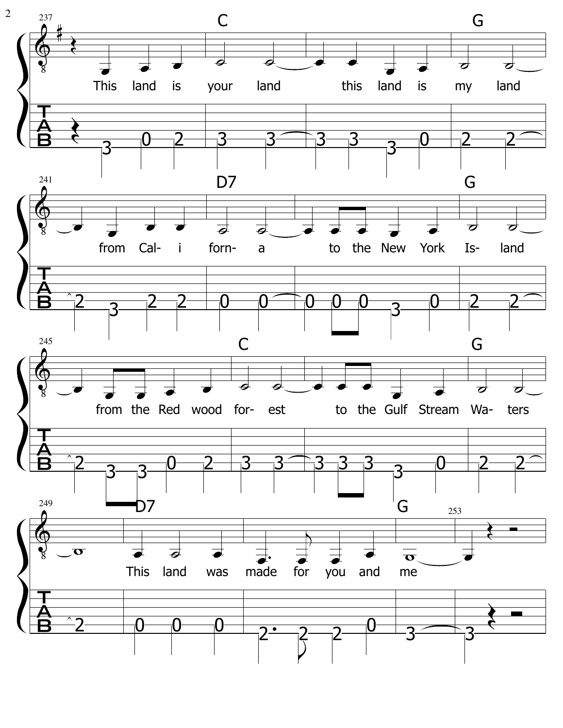C G

This land is your land this land is my land

D7 G

from Cal- i forn- a to the New York Is- land

C G

from the Red wood for- est to the Gulf Stream Wa- ters

D7 G

This land was made for you and me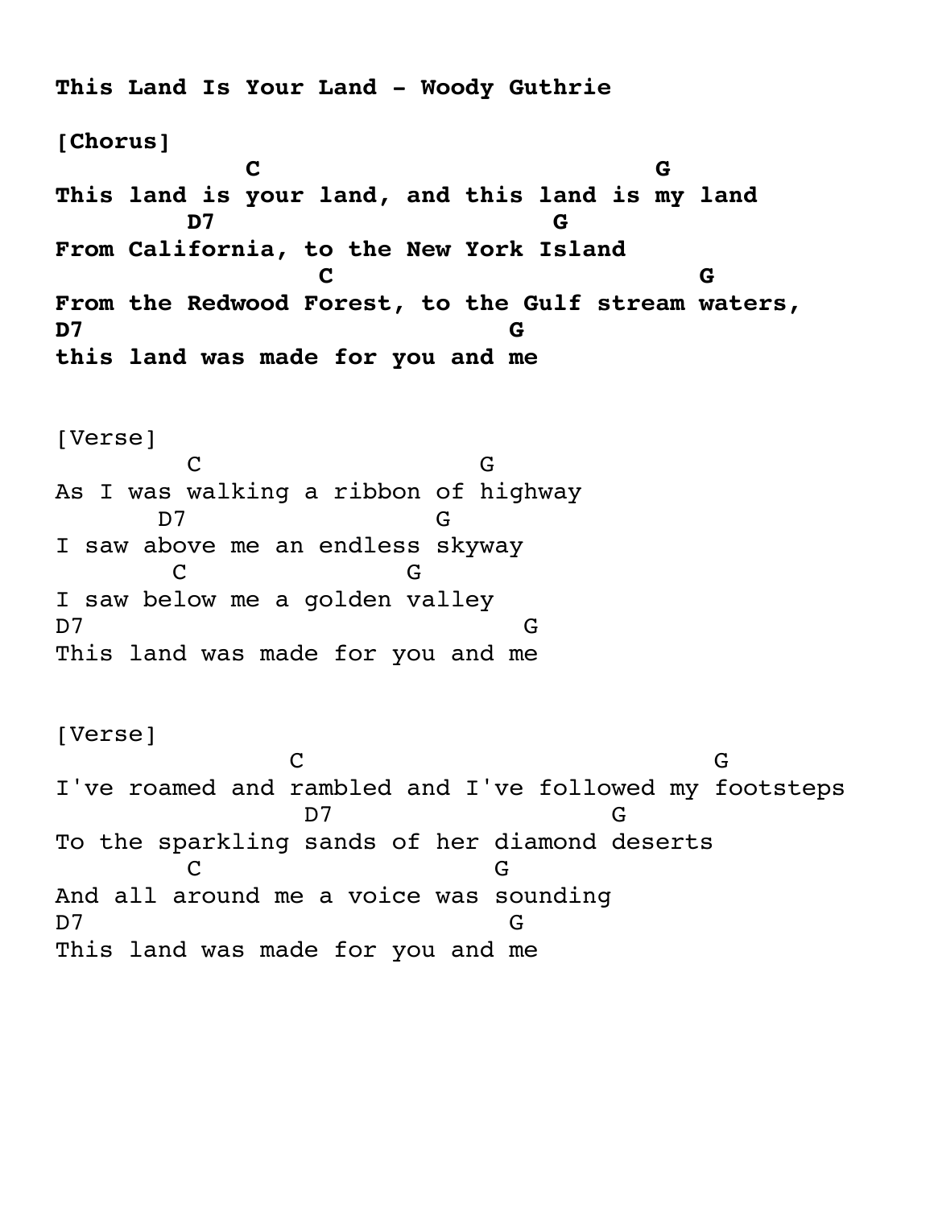**This Land Is Your Land - Woody Guthrie**

**[Chorus]**

```
             C                            G
This land is your land, and this land is my land
         D7                        G
From California, to the New York Island
                 C                          G
From the Redwood Forest, to the Gulf stream waters,
D7                            G
this land was made for you and me
```

[Verse]

```
         C                   G
As I was walking a ribbon of highway
      D7                G
I saw above me an endless skyway
        C              G
I saw below me a golden valley
D7                             G
This land was made for you and me
```

[Verse]

```
                C                            G
I've roamed and rambled and I've followed my footsteps
                 D7                G
To the sparkling sands of her diamond deserts
         C                    G
And all around me a voice was sounding
D7                            G
This land was made for you and me
```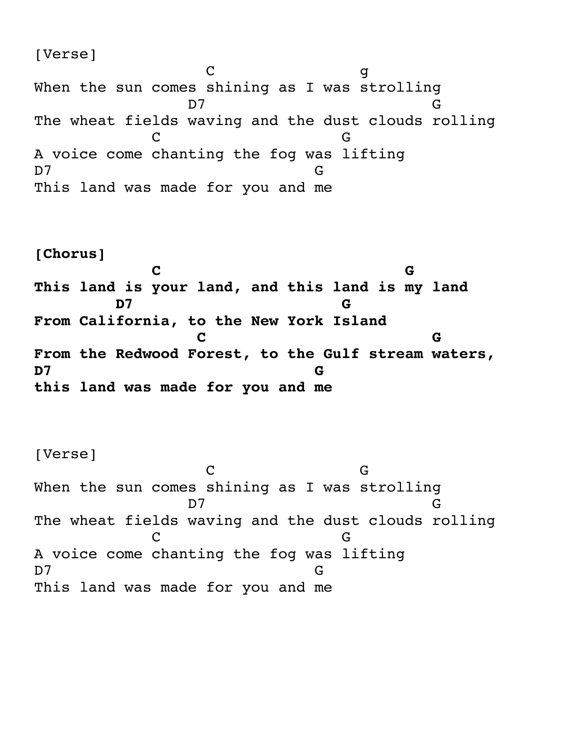```
[Verse]
                   C                 g
When the sun comes shining as I was strolling
                 D7                          G
The wheat fields waving and the dust clouds rolling
             C                     G
A voice come chanting the fog was lifting
D7                             G
This land was made for you and me
```

**[Chorus]**

```
             C                            G
This land is your land, and this land is my land
         D7                        G
From California, to the New York Island
                  C                          G
From the Redwood Forest, to the Gulf stream waters,
D7                             G
this land was made for you and me
```

```
[Verse]
                   C                 G
When the sun comes shining as I was strolling
                 D7                          G
The wheat fields waving and the dust clouds rolling
             C                     G
A voice come chanting the fog was lifting
D7                             G
This land was made for you and me
```